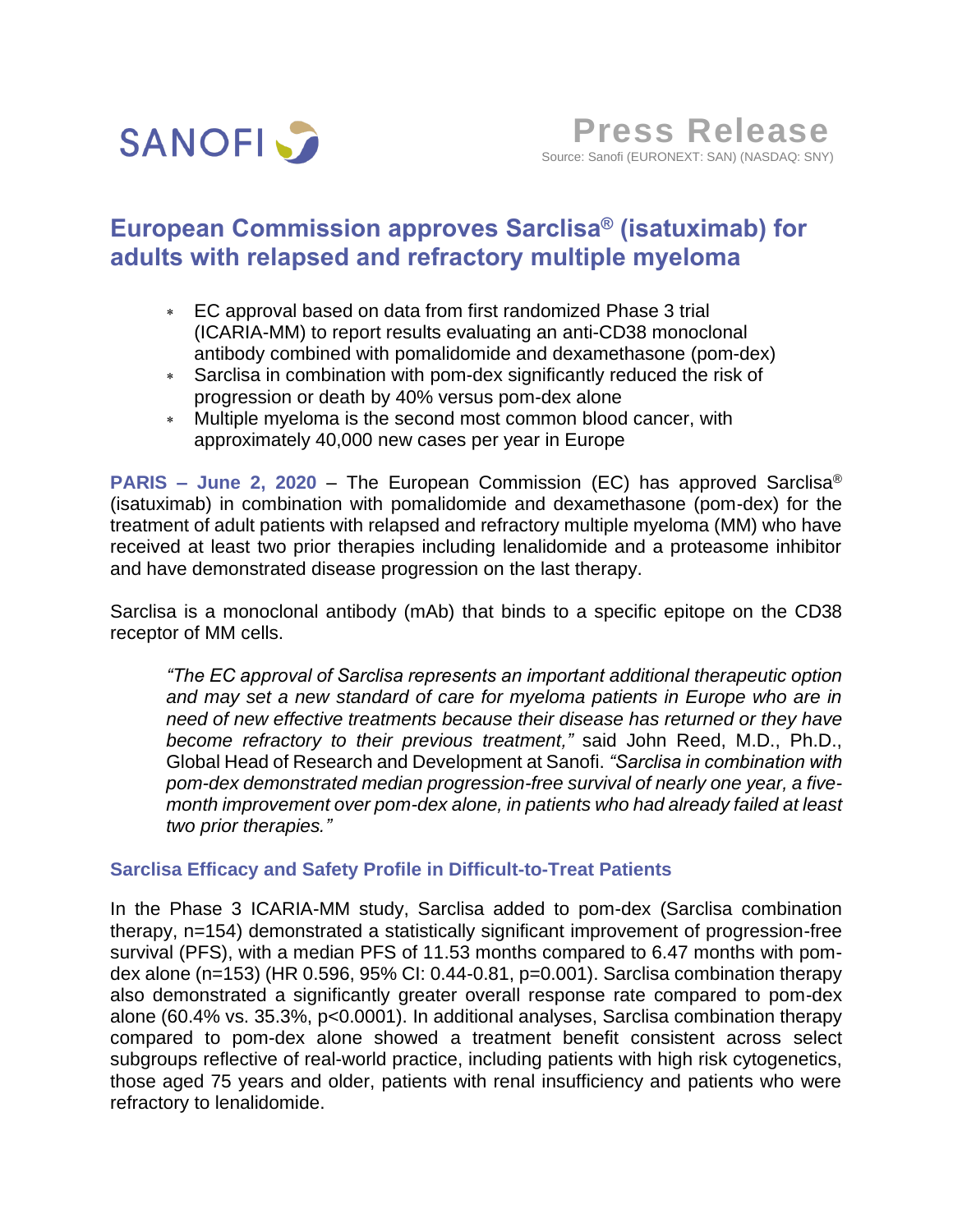SANOFI

**Press Release**

Source: Sanofi (EURONEXT: SAN) (NASDAQ: SNY)

# European Commission approves Sarclisa® (isatuximab) for adults with relapsed and refractory multiple myeloma

- EC approval based on data from first randomized Phase 3 trial (ICARIA-MM) to report results evaluating an anti-CD38 monoclonal antibody combined with pomalidomide and dexamethasone (pom-dex)
- Sarclisa in combination with pom-dex significantly reduced the risk of progression or death by 40% versus pom-dex alone
- Multiple myeloma is the second most common blood cancer, with approximately 40,000 new cases per year in Europe

**PARIS – June 2, 2020** – The European Commission (EC) has approved Sarclisa® (isatuximab) in combination with pomalidomide and dexamethasone (pom-dex) for the treatment of adult patients with relapsed and refractory multiple myeloma (MM) who have received at least two prior therapies including lenalidomide and a proteasome inhibitor and have demonstrated disease progression on the last therapy.

Sarclisa is a monoclonal antibody (mAb) that binds to a specific epitope on the CD38 receptor of MM cells.

> *"The EC approval of Sarclisa represents an important additional therapeutic option and may set a new standard of care for myeloma patients in Europe who are in need of new effective treatments because their disease has returned or they have become refractory to their previous treatment,"* said John Reed, M.D., Ph.D., Global Head of Research and Development at Sanofi. *"Sarclisa in combination with pom-dex demonstrated median progression-free survival of nearly one year, a five-month improvement over pom-dex alone, in patients who had already failed at least two prior therapies."*

## Sarclisa Efficacy and Safety Profile in Difficult-to-Treat Patients

In the Phase 3 ICARIA-MM study, Sarclisa added to pom-dex (Sarclisa combination therapy, n=154) demonstrated a statistically significant improvement of progression-free survival (PFS), with a median PFS of 11.53 months compared to 6.47 months with pom-dex alone (n=153) (HR 0.596, 95% CI: 0.44-0.81, p=0.001). Sarclisa combination therapy also demonstrated a significantly greater overall response rate compared to pom-dex alone (60.4% vs. 35.3%, p<0.0001). In additional analyses, Sarclisa combination therapy compared to pom-dex alone showed a treatment benefit consistent across select subgroups reflective of real-world practice, including patients with high risk cytogenetics, those aged 75 years and older, patients with renal insufficiency and patients who were refractory to lenalidomide.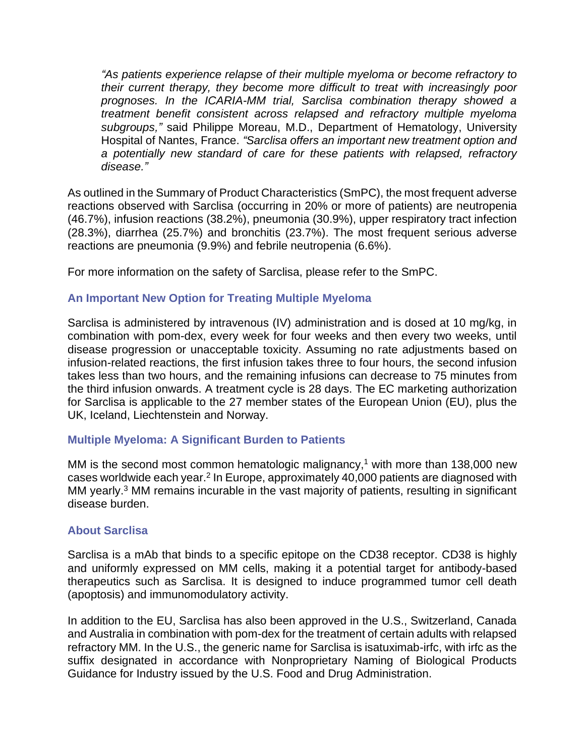*"As patients experience relapse of their multiple myeloma or become refractory to their current therapy, they become more difficult to treat with increasingly poor prognoses. In the ICARIA-MM trial, Sarclisa combination therapy showed a treatment benefit consistent across relapsed and refractory multiple myeloma subgroups,"* said Philippe Moreau, M.D., Department of Hematology, University Hospital of Nantes, France. *"Sarclisa offers an important new treatment option and a potentially new standard of care for these patients with relapsed, refractory disease."*

As outlined in the Summary of Product Characteristics (SmPC), the most frequent adverse reactions observed with Sarclisa (occurring in 20% or more of patients) are neutropenia (46.7%), infusion reactions (38.2%), pneumonia (30.9%), upper respiratory tract infection (28.3%), diarrhea (25.7%) and bronchitis (23.7%). The most frequent serious adverse reactions are pneumonia (9.9%) and febrile neutropenia (6.6%).

For more information on the safety of Sarclisa, please refer to the SmPC.

### An Important New Option for Treating Multiple Myeloma

Sarclisa is administered by intravenous (IV) administration and is dosed at 10 mg/kg, in combination with pom-dex, every week for four weeks and then every two weeks, until disease progression or unacceptable toxicity. Assuming no rate adjustments based on infusion-related reactions, the first infusion takes three to four hours, the second infusion takes less than two hours, and the remaining infusions can decrease to 75 minutes from the third infusion onwards. A treatment cycle is 28 days. The EC marketing authorization for Sarclisa is applicable to the 27 member states of the European Union (EU), plus the UK, Iceland, Liechtenstein and Norway.

### Multiple Myeloma: A Significant Burden to Patients

MM is the second most common hematologic malignancy,[1] with more than 138,000 new cases worldwide each year.[2] In Europe, approximately 40,000 patients are diagnosed with MM yearly.[3] MM remains incurable in the vast majority of patients, resulting in significant disease burden.

### About Sarclisa

Sarclisa is a mAb that binds to a specific epitope on the CD38 receptor. CD38 is highly and uniformly expressed on MM cells, making it a potential target for antibody-based therapeutics such as Sarclisa. It is designed to induce programmed tumor cell death (apoptosis) and immunomodulatory activity.

In addition to the EU, Sarclisa has also been approved in the U.S., Switzerland, Canada and Australia in combination with pom-dex for the treatment of certain adults with relapsed refractory MM. In the U.S., the generic name for Sarclisa is isatuximab-irfc, with irfc as the suffix designated in accordance with Nonproprietary Naming of Biological Products Guidance for Industry issued by the U.S. Food and Drug Administration.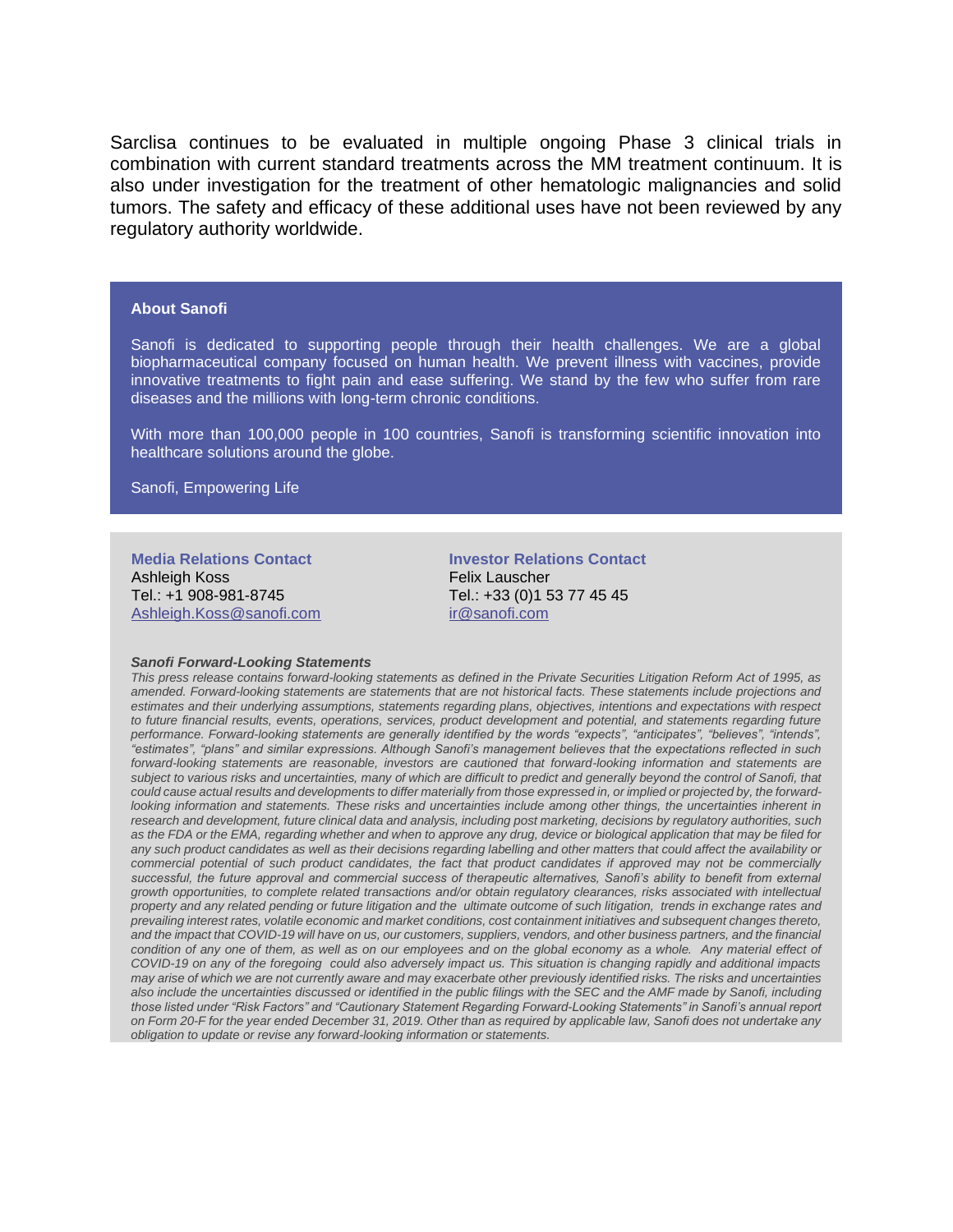Sarclisa continues to be evaluated in multiple ongoing Phase 3 clinical trials in combination with current standard treatments across the MM treatment continuum. It is also under investigation for the treatment of other hematologic malignancies and solid tumors. The safety and efficacy of these additional uses have not been reviewed by any regulatory authority worldwide.

**About Sanofi**

Sanofi is dedicated to supporting people through their health challenges. We are a global biopharmaceutical company focused on human health. We prevent illness with vaccines, provide innovative treatments to fight pain and ease suffering. We stand by the few who suffer from rare diseases and the millions with long-term chronic conditions.

With more than 100,000 people in 100 countries, Sanofi is transforming scientific innovation into healthcare solutions around the globe.

Sanofi, Empowering Life

**Media Relations Contact**
Ashleigh Koss
Tel.: +1 908-981-8745
Ashleigh.Koss@sanofi.com

**Investor Relations Contact**
Felix Lauscher
Tel.: +33 (0)1 53 77 45 45
ir@sanofi.com

***Sanofi Forward-Looking Statements***

*This press release contains forward-looking statements as defined in the Private Securities Litigation Reform Act of 1995, as amended. Forward-looking statements are statements that are not historical facts. These statements include projections and estimates and their underlying assumptions, statements regarding plans, objectives, intentions and expectations with respect to future financial results, events, operations, services, product development and potential, and statements regarding future performance. Forward-looking statements are generally identified by the words "expects", "anticipates", "believes", "intends", "estimates", "plans" and similar expressions. Although Sanofi's management believes that the expectations reflected in such forward-looking statements are reasonable, investors are cautioned that forward-looking information and statements are subject to various risks and uncertainties, many of which are difficult to predict and generally beyond the control of Sanofi, that could cause actual results and developments to differ materially from those expressed in, or implied or projected by, the forward-looking information and statements. These risks and uncertainties include among other things, the uncertainties inherent in research and development, future clinical data and analysis, including post marketing, decisions by regulatory authorities, such as the FDA or the EMA, regarding whether and when to approve any drug, device or biological application that may be filed for any such product candidates as well as their decisions regarding labelling and other matters that could affect the availability or commercial potential of such product candidates, the fact that product candidates if approved may not be commercially successful, the future approval and commercial success of therapeutic alternatives, Sanofi's ability to benefit from external growth opportunities, to complete related transactions and/or obtain regulatory clearances, risks associated with intellectual property and any related pending or future litigation and the ultimate outcome of such litigation, trends in exchange rates and prevailing interest rates, volatile economic and market conditions, cost containment initiatives and subsequent changes thereto, and the impact that COVID-19 will have on us, our customers, suppliers, vendors, and other business partners, and the financial condition of any one of them, as well as on our employees and on the global economy as a whole. Any material effect of COVID-19 on any of the foregoing could also adversely impact us. This situation is changing rapidly and additional impacts may arise of which we are not currently aware and may exacerbate other previously identified risks. The risks and uncertainties also include the uncertainties discussed or identified in the public filings with the SEC and the AMF made by Sanofi, including those listed under "Risk Factors" and "Cautionary Statement Regarding Forward-Looking Statements" in Sanofi's annual report on Form 20-F for the year ended December 31, 2019. Other than as required by applicable law, Sanofi does not undertake any obligation to update or revise any forward-looking information or statements.*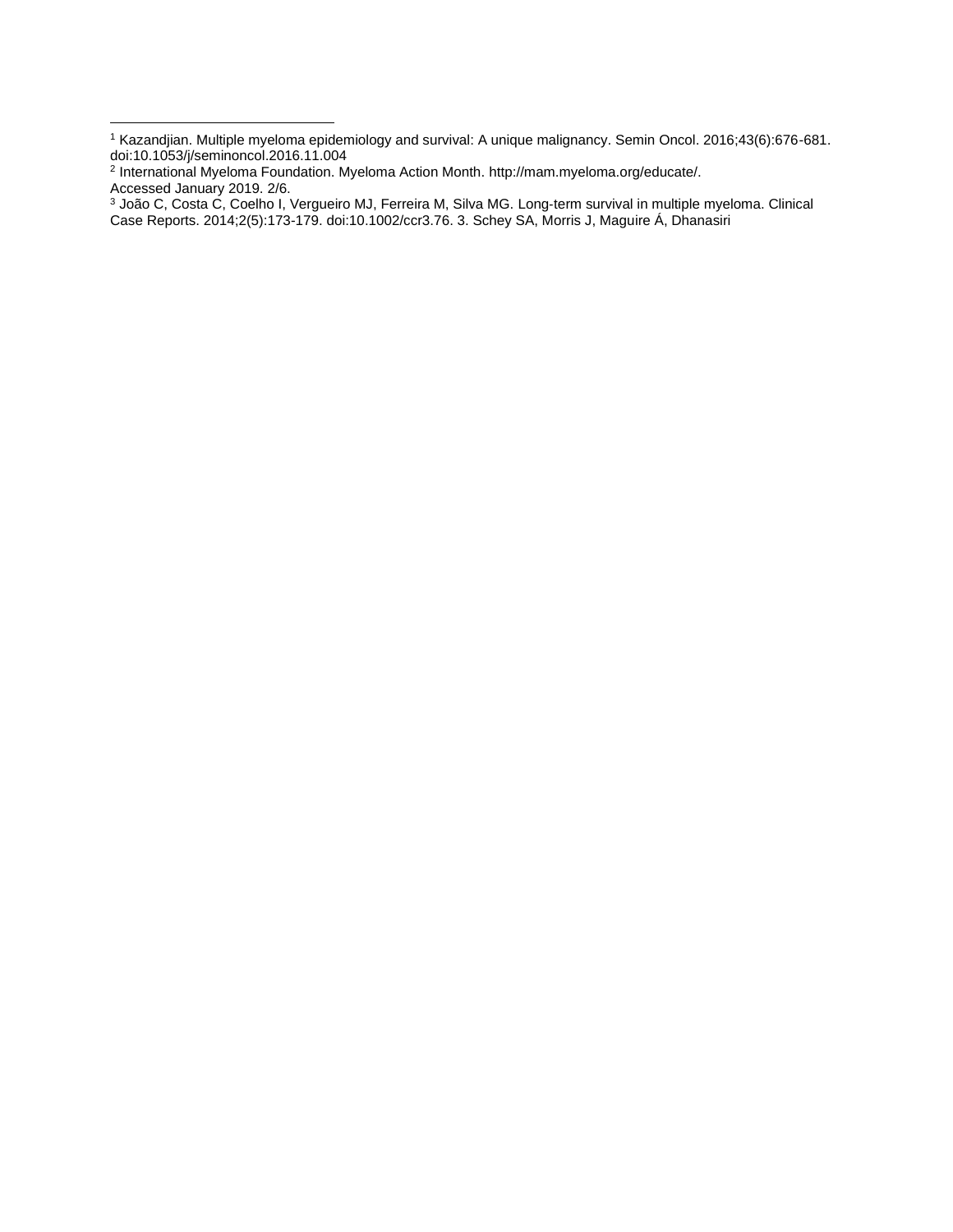---

[1] Kazandjian. Multiple myeloma epidemiology and survival: A unique malignancy. Semin Oncol. 2016;43(6):676-681. doi:10.1053/j/seminoncol.2016.11.004

[2] International Myeloma Foundation. Myeloma Action Month. http://mam.myeloma.org/educate/. Accessed January 2019. 2/6.

[3] João C, Costa C, Coelho I, Vergueiro MJ, Ferreira M, Silva MG. Long-term survival in multiple myeloma. Clinical Case Reports. 2014;2(5):173-179. doi:10.1002/ccr3.76. 3. Schey SA, Morris J, Maguire Á, Dhanasiri